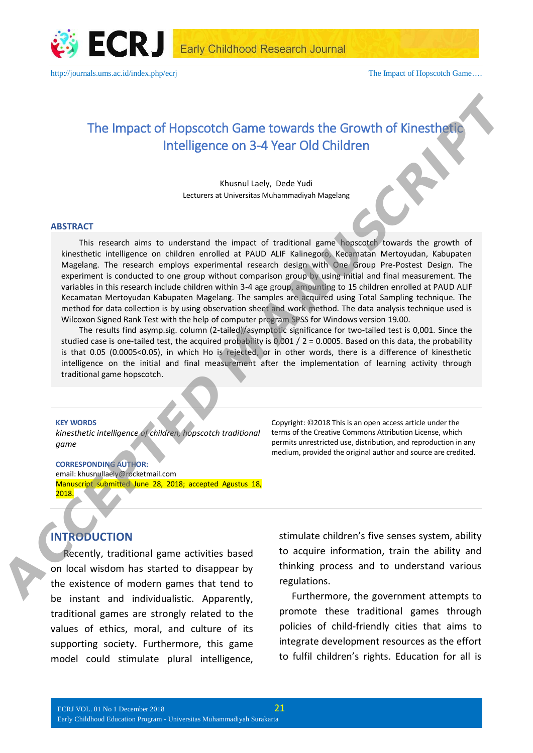# The Impact of Hopscotch Game towards the Growth of Kinesthetic Intelligence on 3-4 Year Old Children

Khusnul Laely, Dede Yudi

Lecturers at Universitas Muhammadiyah Magelang

## ABSTRACT

This research aims to understand the impact of traditional game hopscotch towards the growth of kinesthetic intelligence on children enrolled at PAUD ALIF Kalinegoro, Kecamatan Mertoyudan, Kabupaten Magelang. The research employs experimental research design with One Group Pre-Postest Design. The experiment is conducted to one group without comparison group by using initial and final measurement. The variables in this research include children within 3-4 age group, amounting to 15 children enrolled at PAUD ALIF Kecamatan Mertoyudan Kabupaten Magelang. The samples are acquired using Total Sampling technique. The method for data collection is by using observation sheet and work method. The data analysis technique used is Wilcoxon Signed Rank Test with the help of computer program SPSS for Windows version 19.00.

The results find asymp.sig. column (2-tailed)/asymptotic significance for two-tailed test is 0,001. Since the studied case is one-tailed test, the acquired probability is 0,001 / 2 = 0.0005. Based on this data, the probability is that 0.05 (0.0005<0.05), in which Ho is rejected, or in other words, there is a difference of kinesthetic intelligence on the initial and final measurement after the implementation of learning activity through traditional game hopscotch.

**KEY WORDS**

*kinesthetic intelligence of children, hopscotch traditional game*

**CORRESPONDING AUTHOR:**

email: khusnullaely@rocketmail.com

Manuscript submitted June 28, 2018; accepted Agustus 18, 2018.

Copyright: ©2018 This is an open access article under the terms of the Creative Commons Attribution License, which permits unrestricted use, distribution, and reproduction in any medium, provided the original author and source are credited.

## INTRODUCTION

Recently, traditional game activities based on local wisdom has started to disappear by the existence of modern games that tend to be instant and individualistic. Apparently, traditional games are strongly related to the values of ethics, moral, and culture of its supporting society. Furthermore, this game model could stimulate plural intelligence, stimulate children's five senses system, ability to acquire information, train the ability and thinking process and to understand various regulations.

Furthermore, the government attempts to promote these traditional games through policies of child-friendly cities that aims to integrate development resources as the effort to fulfil children's rights. Education for all is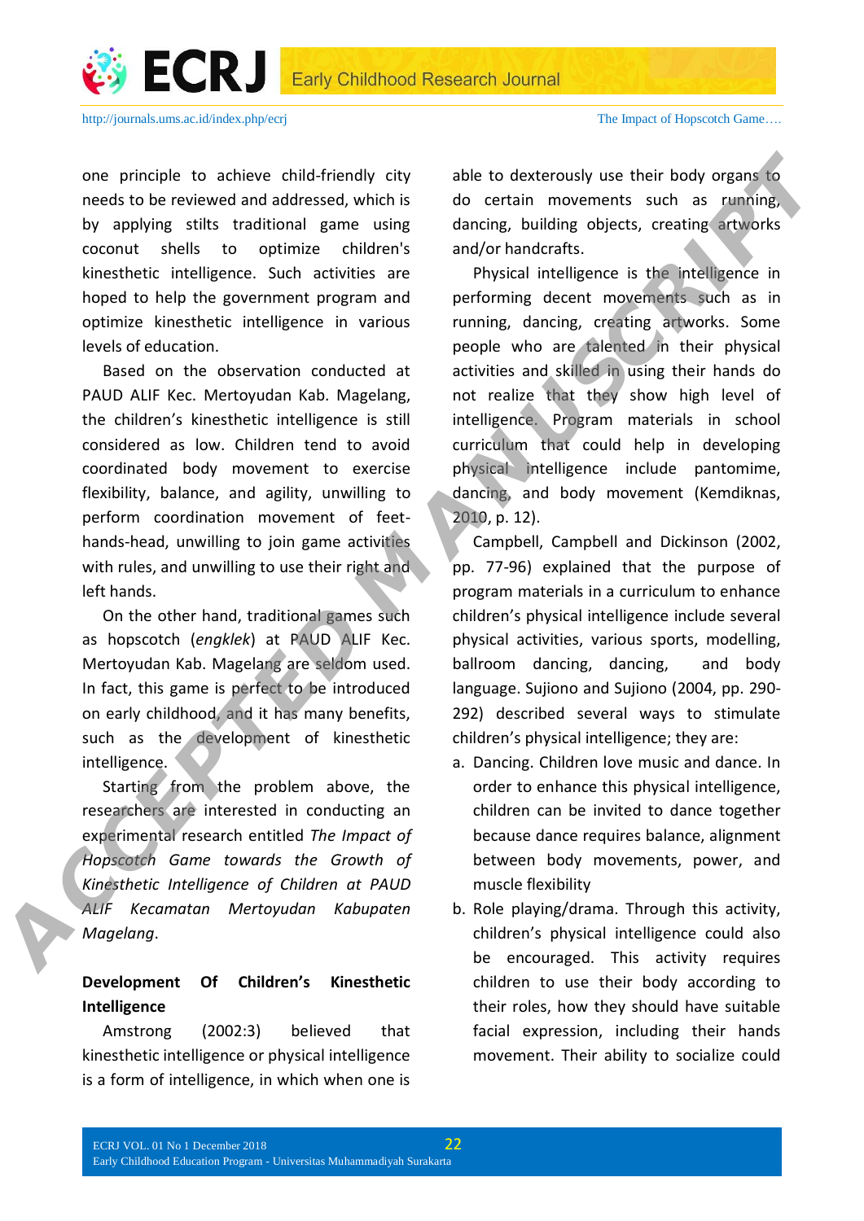one principle to achieve child-friendly city needs to be reviewed and addressed, which is by applying stilts traditional game using coconut shells to optimize children's kinesthetic intelligence. Such activities are hoped to help the government program and optimize kinesthetic intelligence in various levels of education.

Based on the observation conducted at PAUD ALIF Kec. Mertoyudan Kab. Magelang, the children's kinesthetic intelligence is still considered as low. Children tend to avoid coordinated body movement to exercise flexibility, balance, and agility, unwilling to perform coordination movement of feet-hands-head, unwilling to join game activities with rules, and unwilling to use their right and left hands.

On the other hand, traditional games such as hopscotch (*engklek*) at PAUD ALIF Kec. Mertoyudan Kab. Magelang are seldom used. In fact, this game is perfect to be introduced on early childhood, and it has many benefits, such as the development of kinesthetic intelligence.

Starting from the problem above, the researchers are interested in conducting an experimental research entitled *The Impact of Hopscotch Game towards the Growth of Kinesthetic Intelligence of Children at PAUD ALIF Kecamatan Mertoyudan Kabupaten Magelang*.

## Development Of Children's Kinesthetic Intelligence

Amstrong (2002:3) believed that kinesthetic intelligence or physical intelligence is a form of intelligence, in which when one is able to dexterously use their body organs to do certain movements such as running, dancing, building objects, creating artworks and/or handcrafts.

Physical intelligence is the intelligence in performing decent movements such as in running, dancing, creating artworks. Some people who are talented in their physical activities and skilled in using their hands do not realize that they show high level of intelligence. Program materials in school curriculum that could help in developing physical intelligence include pantomime, dancing, and body movement (Kemdiknas, 2010, p. 12).

Campbell, Campbell and Dickinson (2002, pp. 77-96) explained that the purpose of program materials in a curriculum to enhance children's physical intelligence include several physical activities, various sports, modelling, ballroom dancing, dancing, and body language. Sujiono and Sujiono (2004, pp. 290-292) described several ways to stimulate children's physical intelligence; they are:

a. Dancing. Children love music and dance. In order to enhance this physical intelligence, children can be invited to dance together because dance requires balance, alignment between body movements, power, and muscle flexibility
b. Role playing/drama. Through this activity, children's physical intelligence could also be encouraged. This activity requires children to use their body according to their roles, how they should have suitable facial expression, including their hands movement. Their ability to socialize could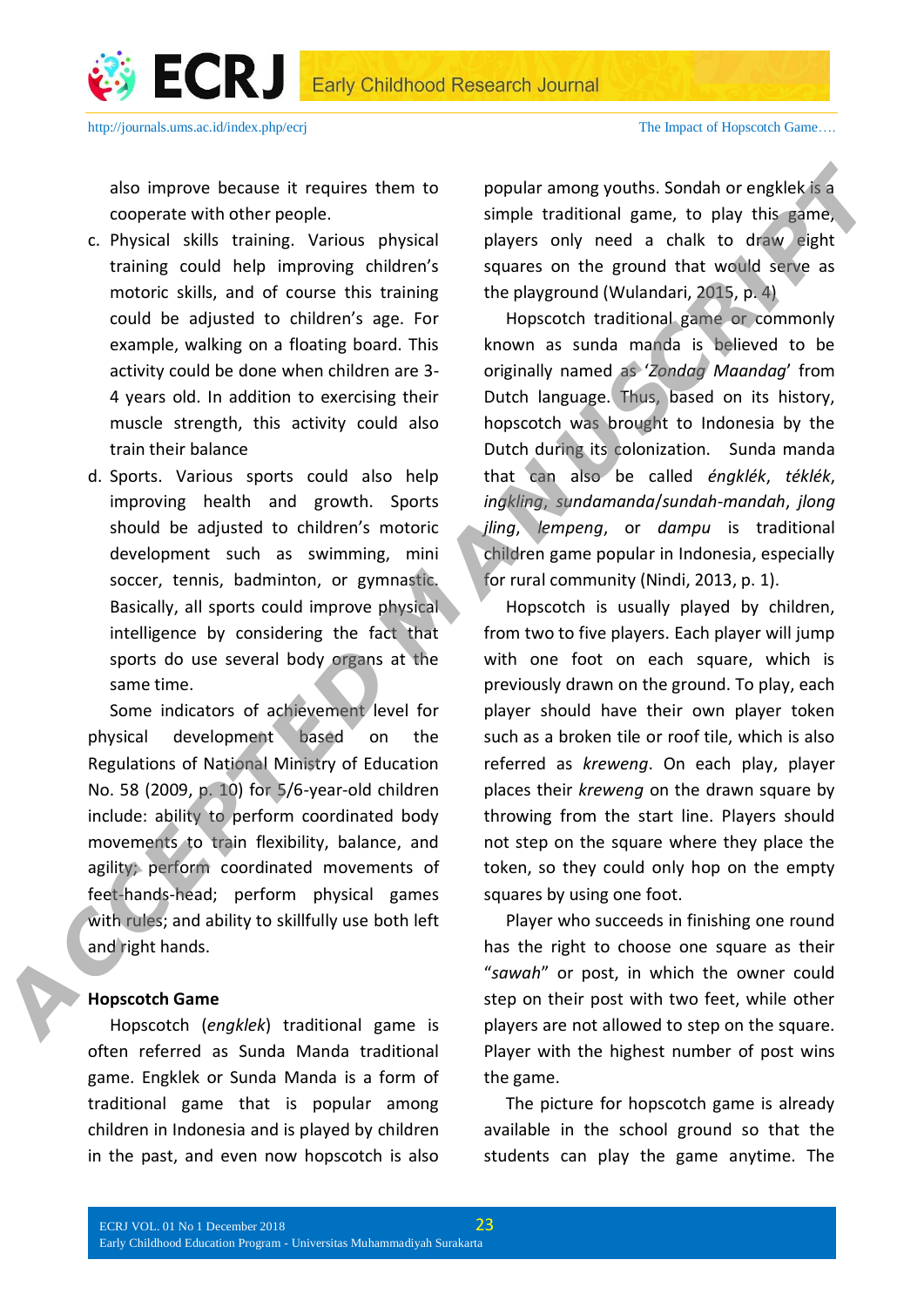also improve because it requires them to cooperate with other people.

c. Physical skills training. Various physical training could help improving children's motoric skills, and of course this training could be adjusted to children's age. For example, walking on a floating board. This activity could be done when children are 3-4 years old. In addition to exercising their muscle strength, this activity could also train their balance
d. Sports. Various sports could also help improving health and growth. Sports should be adjusted to children's motoric development such as swimming, mini soccer, tennis, badminton, or gymnastic. Basically, all sports could improve physical intelligence by considering the fact that sports do use several body organs at the same time.

Some indicators of achievement level for physical development based on the Regulations of National Ministry of Education No. 58 (2009, p. 10) for 5/6-year-old children include: ability to perform coordinated body movements to train flexibility, balance, and agility; perform coordinated movements of feet-hands-head; perform physical games with rules; and ability to skillfully use both left and right hands.

**Hopscotch Game**

Hopscotch (*engklek*) traditional game is often referred as Sunda Manda traditional game. Engklek or Sunda Manda is a form of traditional game that is popular among children in Indonesia and is played by children in the past, and even now hopscotch is also popular among youths. Sondah or engklek is a simple traditional game, to play this game, players only need a chalk to draw eight squares on the ground that would serve as the playground (Wulandari, 2015, p. 4)

Hopscotch traditional game or commonly known as sunda manda is believed to be originally named as '*Zondag Maandag*' from Dutch language. Thus, based on its history, hopscotch was brought to Indonesia by the Dutch during its colonization. Sunda manda that can also be called *éngklék*, *téklék*, *ingkling*, *sundamanda*/*sundah-mandah*, *jlong jling*, *lempeng*, or *dampu* is traditional children game popular in Indonesia, especially for rural community (Nindi, 2013, p. 1).

Hopscotch is usually played by children, from two to five players. Each player will jump with one foot on each square, which is previously drawn on the ground. To play, each player should have their own player token such as a broken tile or roof tile, which is also referred as *kreweng*. On each play, player places their *kreweng* on the drawn square by throwing from the start line. Players should not step on the square where they place the token, so they could only hop on the empty squares by using one foot.

Player who succeeds in finishing one round has the right to choose one square as their "*sawah*" or post, in which the owner could step on their post with two feet, while other players are not allowed to step on the square. Player with the highest number of post wins the game.

The picture for hopscotch game is already available in the school ground so that the students can play the game anytime. The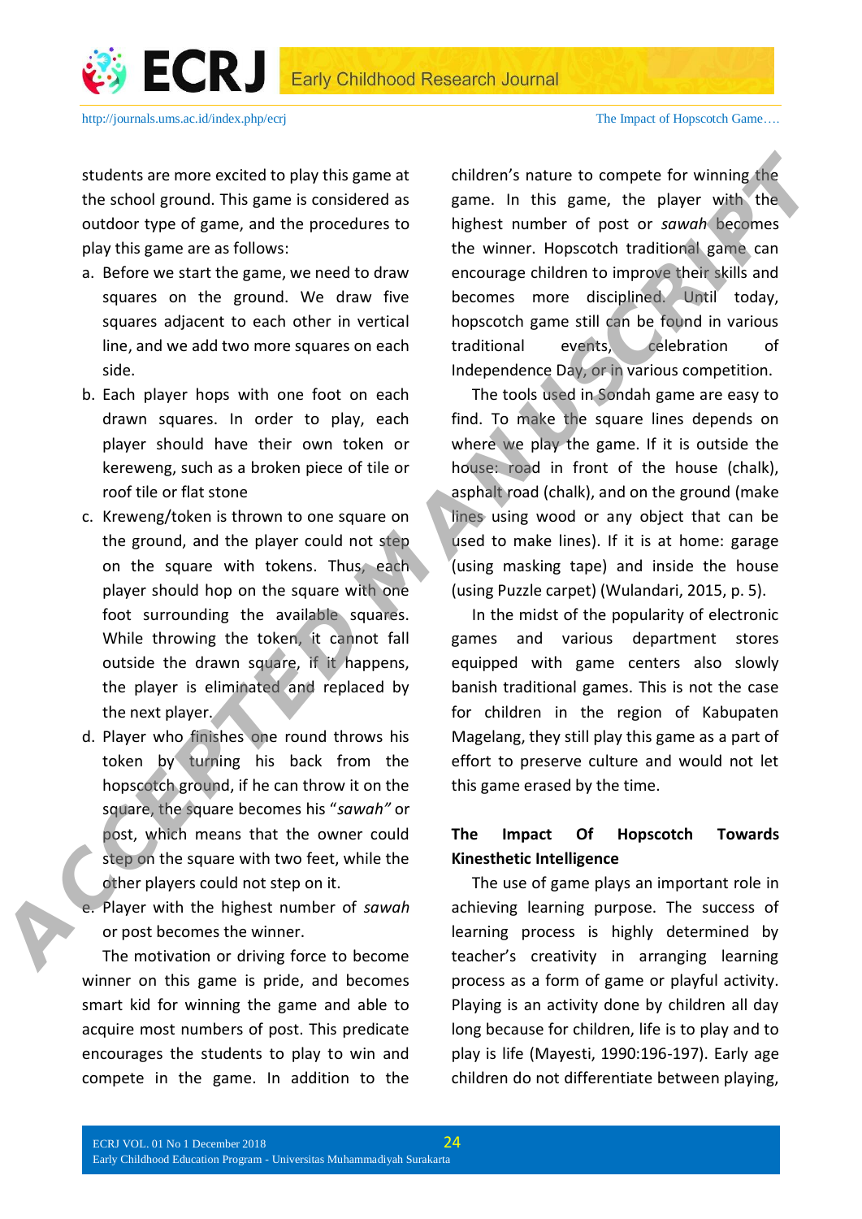students are more excited to play this game at the school ground. This game is considered as outdoor type of game, and the procedures to play this game are as follows:

a. Before we start the game, we need to draw squares on the ground. We draw five squares adjacent to each other in vertical line, and we add two more squares on each side.
b. Each player hops with one foot on each drawn squares. In order to play, each player should have their own token or kereweng, such as a broken piece of tile or roof tile or flat stone
c. Kreweng/token is thrown to one square on the ground, and the player could not step on the square with tokens. Thus, each player should hop on the square with one foot surrounding the available squares. While throwing the token, it cannot fall outside the drawn square, if it happens, the player is eliminated and replaced by the next player.
d. Player who finishes one round throws his token by turning his back from the hopscotch ground, if he can throw it on the square, the square becomes his "*sawah"* or post, which means that the owner could step on the square with two feet, while the other players could not step on it.
e. Player with the highest number of *sawah* or post becomes the winner.

The motivation or driving force to become winner on this game is pride, and becomes smart kid for winning the game and able to acquire most numbers of post. This predicate encourages the students to play to win and compete in the game. In addition to the children's nature to compete for winning the game. In this game, the player with the highest number of post or *sawah* becomes the winner. Hopscotch traditional game can encourage children to improve their skills and becomes more disciplined. Until today, hopscotch game still can be found in various traditional events, celebration of Independence Day, or in various competition.

The tools used in Sondah game are easy to find. To make the square lines depends on where we play the game. If it is outside the house: road in front of the house (chalk), asphalt road (chalk), and on the ground (make lines using wood or any object that can be used to make lines). If it is at home: garage (using masking tape) and inside the house (using Puzzle carpet) (Wulandari, 2015, p. 5).

In the midst of the popularity of electronic games and various department stores equipped with game centers also slowly banish traditional games. This is not the case for children in the region of Kabupaten Magelang, they still play this game as a part of effort to preserve culture and would not let this game erased by the time.

**The Impact Of Hopscotch Towards Kinesthetic Intelligence**

The use of game plays an important role in achieving learning purpose. The success of learning process is highly determined by teacher's creativity in arranging learning process as a form of game or playful activity. Playing is an activity done by children all day long because for children, life is to play and to play is life (Mayesti, 1990:196-197). Early age children do not differentiate between playing,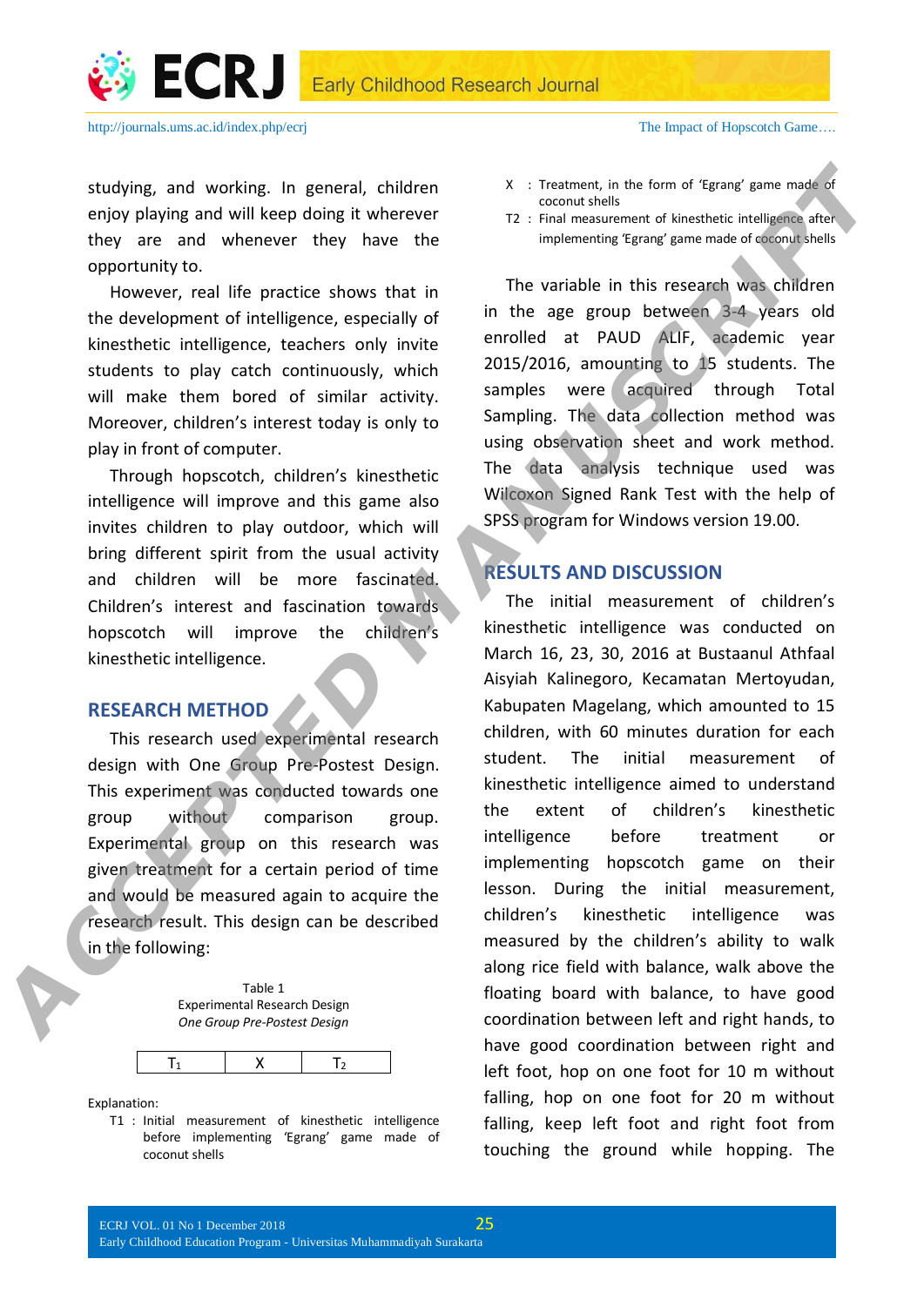studying, and working. In general, children enjoy playing and will keep doing it wherever they are and whenever they have the opportunity to.

However, real life practice shows that in the development of intelligence, especially of kinesthetic intelligence, teachers only invite students to play catch continuously, which will make them bored of similar activity. Moreover, children's interest today is only to play in front of computer.

Through hopscotch, children's kinesthetic intelligence will improve and this game also invites children to play outdoor, which will bring different spirit from the usual activity and children will be more fascinated. Children's interest and fascination towards hopscotch will improve the children's kinesthetic intelligence.

## RESEARCH METHOD

This research used experimental research design with One Group Pre-Postest Design. This experiment was conducted towards one group without comparison group. Experimental group on this research was given treatment for a certain period of time and would be measured again to acquire the research result. This design can be described in the following:

Table 1
Experimental Research Design
*One Group Pre-Postest Design*

| $T_1$ | X | $T_2$ |
|---|---|---|

Explanation:

- $T_1$ : Initial measurement of kinesthetic intelligence before implementing 'Egrang' game made of coconut shells
- X : Treatment, in the form of 'Egrang' game made of coconut shells
- $T_2$ : Final measurement of kinesthetic intelligence after implementing 'Egrang' game made of coconut shells

The variable in this research was children in the age group between 3-4 years old enrolled at PAUD ALIF, academic year 2015/2016, amounting to 15 students. The samples were acquired through Total Sampling. The data collection method was using observation sheet and work method. The data analysis technique used was Wilcoxon Signed Rank Test with the help of SPSS program for Windows version 19.00.

## RESULTS AND DISCUSSION

The initial measurement of children's kinesthetic intelligence was conducted on March 16, 23, 30, 2016 at Bustaanul Athfaal Aisyiah Kalinegoro, Kecamatan Mertoyudan, Kabupaten Magelang, which amounted to 15 children, with 60 minutes duration for each student. The initial measurement of kinesthetic intelligence aimed to understand the extent of children's kinesthetic intelligence before treatment or implementing hopscotch game on their lesson. During the initial measurement, children's kinesthetic intelligence was measured by the children's ability to walk along rice field with balance, walk above the floating board with balance, to have good coordination between left and right hands, to have good coordination between right and left foot, hop on one foot for 10 m without falling, hop on one foot for 20 m without falling, keep left foot and right foot from touching the ground while hopping. The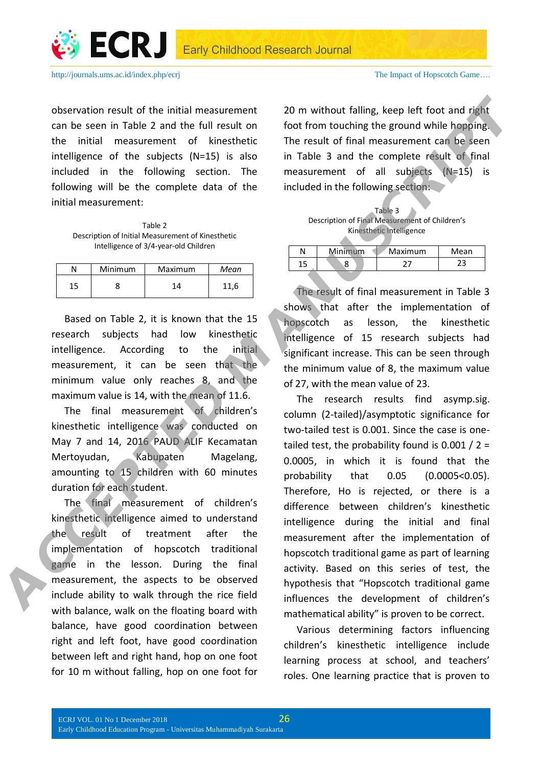observation result of the initial measurement can be seen in Table 2 and the full result on the initial measurement of kinesthetic intelligence of the subjects (N=15) is also included in the following section. The following will be the complete data of the initial measurement:

Table 2
Description of Initial Measurement of Kinesthetic Intelligence of 3/4-year-old Children

| N | Minimum | Maximum | *Mean* |
|---|---|---|---|
| 15 | 8 | 14 | 11,6 |

Based on Table 2, it is known that the 15 research subjects had low kinesthetic intelligence. According to the initial measurement, it can be seen that the minimum value only reaches 8, and the maximum value is 14, with the mean of 11.6.

The final measurement of children's kinesthetic intelligence was conducted on May 7 and 14, 2016 PAUD ALIF Kecamatan Mertoyudan, Kabupaten Magelang, amounting to 15 children with 60 minutes duration for each student.

The final measurement of children's kinesthetic intelligence aimed to understand the result of treatment after the implementation of hopscotch traditional game in the lesson. During the final measurement, the aspects to be observed include ability to walk through the rice field with balance, walk on the floating board with balance, have good coordination between right and left foot, have good coordination between left and right hand, hop on one foot for 10 m without falling, hop on one foot for 20 m without falling, keep left foot and right foot from touching the ground while hopping. The result of final measurement can be seen in Table 3 and the complete result of final measurement of all subjects (N=15) is included in the following section:

Table 3
Description of Final Measurement of Children's Kinesthetic Intelligence

| N | Minimum | Maximum | Mean |
|---|---|---|---|
| 15 | 8 | 27 | 23 |

The result of final measurement in Table 3 shows that after the implementation of hopscotch as lesson, the kinesthetic intelligence of 15 research subjects had significant increase. This can be seen through the minimum value of 8, the maximum value of 27, with the mean value of 23.

The research results find asymp.sig. column (2-tailed)/asymptotic significance for two-tailed test is 0.001. Since the case is one-tailed test, the probability found is 0.001 / 2 = 0.0005, in which it is found that the probability that 0.05 (0.0005<0.05). Therefore, Ho is rejected, or there is a difference between children's kinesthetic intelligence during the initial and final measurement after the implementation of hopscotch traditional game as part of learning activity. Based on this series of test, the hypothesis that "Hopscotch traditional game influences the development of children's mathematical ability" is proven to be correct.

Various determining factors influencing children's kinesthetic intelligence include learning process at school, and teachers' roles. One learning practice that is proven to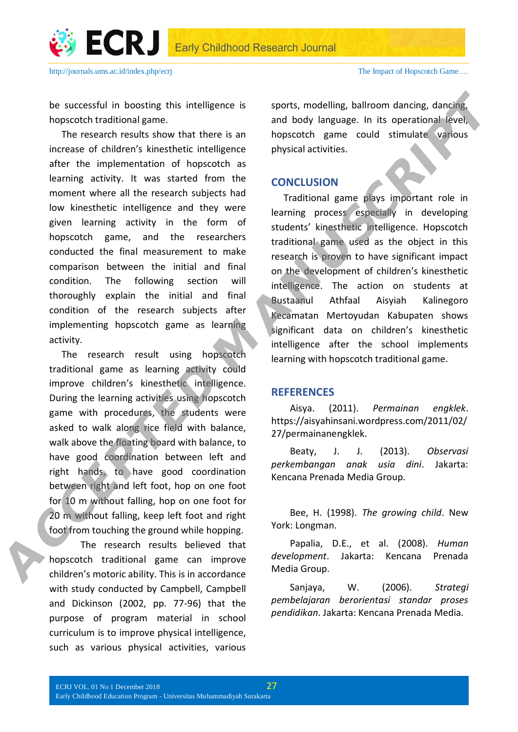be successful in boosting this intelligence is hopscotch traditional game.

The research results show that there is an increase of children's kinesthetic intelligence after the implementation of hopscotch as learning activity. It was started from the moment where all the research subjects had low kinesthetic intelligence and they were given learning activity in the form of hopscotch game, and the researchers conducted the final measurement to make comparison between the initial and final condition. The following section will thoroughly explain the initial and final condition of the research subjects after implementing hopscotch game as learning activity.

The research result using hopscotch traditional game as learning activity could improve children's kinesthetic intelligence. During the learning activities using hopscotch game with procedures, the students were asked to walk along rice field with balance, walk above the floating board with balance, to have good coordination between left and right hands, to have good coordination between right and left foot, hop on one foot for 10 m without falling, hop on one foot for 20 m without falling, keep left foot and right foot from touching the ground while hopping.

The research results believed that hopscotch traditional game can improve children's motoric ability. This is in accordance with study conducted by Campbell, Campbell and Dickinson (2002, pp. 77-96) that the purpose of program material in school curriculum is to improve physical intelligence, such as various physical activities, various sports, modelling, ballroom dancing, dancing, and body language. In its operational level, hopscotch game could stimulate various physical activities.

## CONCLUSION

Traditional game plays important role in learning process especially in developing students' kinesthetic intelligence. Hopscotch traditional game used as the object in this research is proven to have significant impact on the development of children's kinesthetic intelligence. The action on students at Bustaanul Athfaal Aisyiah Kalinegoro Kecamatan Mertoyudan Kabupaten shows significant data on children's kinesthetic intelligence after the school implements learning with hopscotch traditional game.

## REFERENCES

Aisya. (2011). *Permainan engklek*. https://aisyahinsani.wordpress.com/2011/02/27/permainanengklek.

Beaty, J. J. (2013). *Observasi perkembangan anak usia dini*. Jakarta: Kencana Prenada Media Group.

Bee, H. (1998). *The growing child*. New York: Longman.

Papalia, D.E., et al. (2008). *Human development*. Jakarta: Kencana Prenada Media Group.

Sanjaya, W. (2006). *Strategi pembelajaran berorientasi standar proses pendidikan*. Jakarta: Kencana Prenada Media.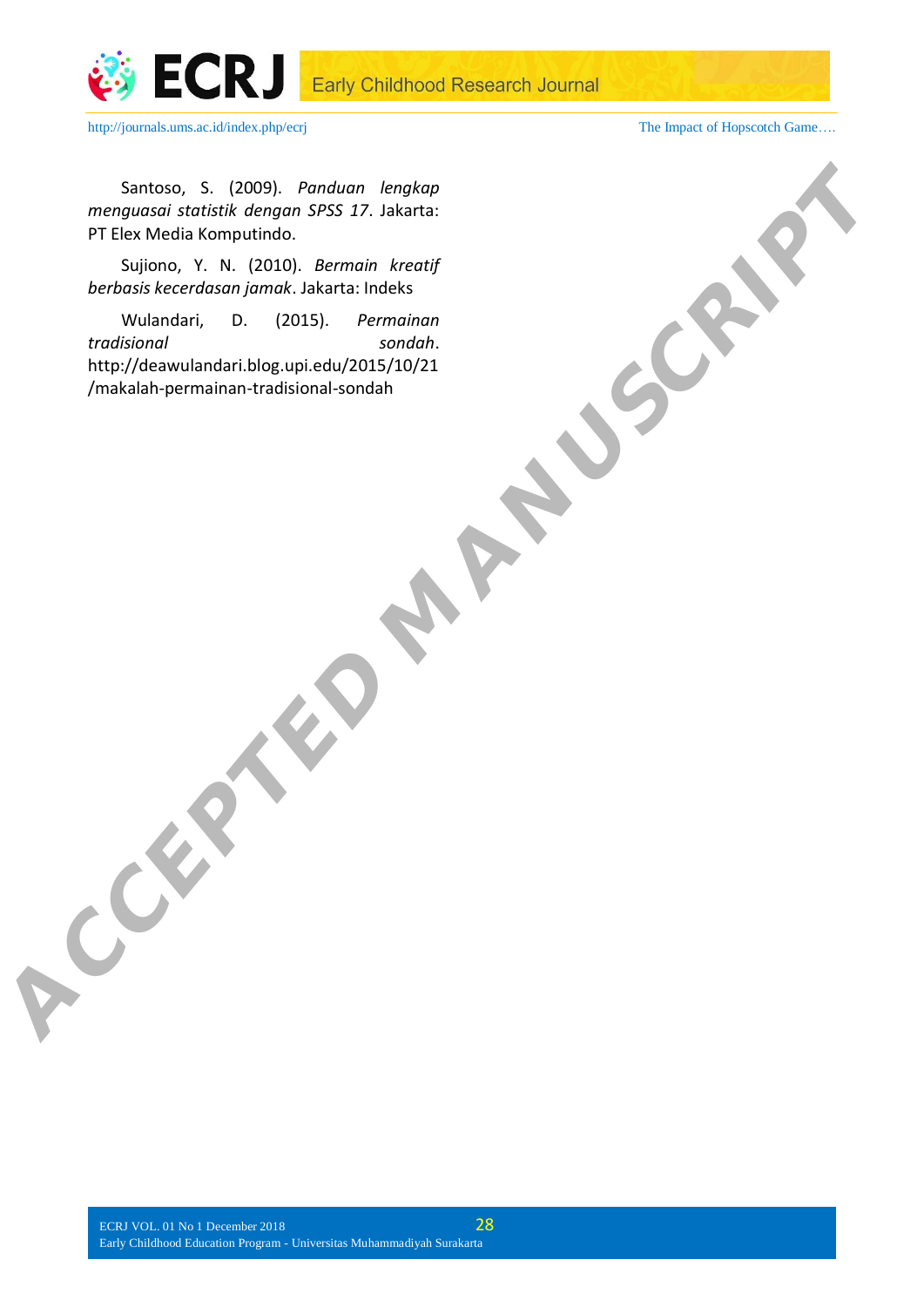Santoso, S. (2009). *Panduan lengkap menguasai statistik dengan SPSS 17*. Jakarta: PT Elex Media Komputindo.

Sujiono, Y. N. (2010). *Bermain kreatif berbasis kecerdasan jamak*. Jakarta: Indeks

Wulandari, D. (2015). *Permainan tradisional sondah*. http://deawulandari.blog.upi.edu/2015/10/21/makalah-permainan-tradisional-sondah